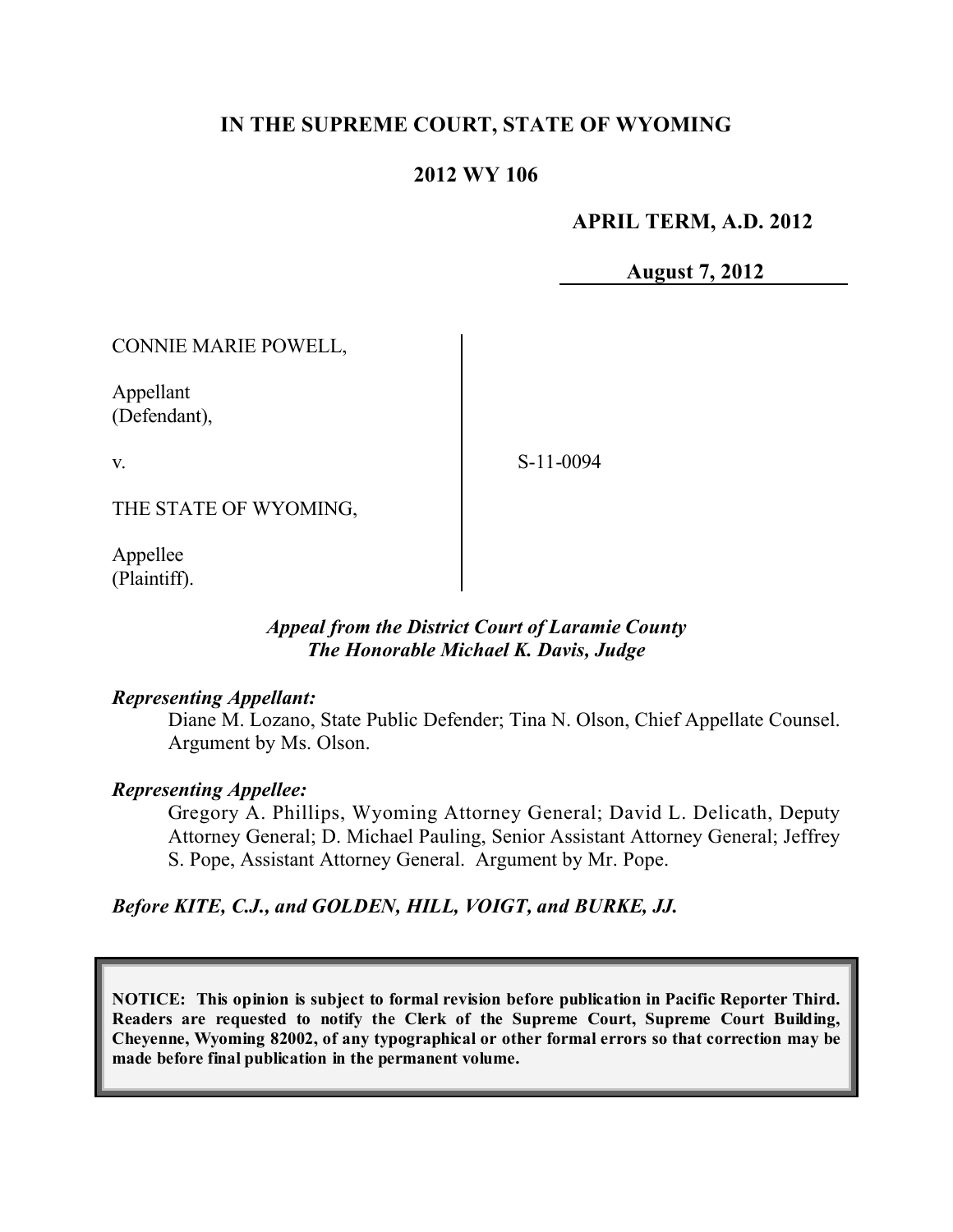# IN THE SUPREME COURT, STATE OF WYOMING

## 2012 WY 106

**APRIL TERM, A.D. 2012**

**August 7, 2012**

CONNIE MARIE POWELL,

Appellant
(Defendant),

v.

S-11-0094

THE STATE OF WYOMING,

Appellee
(Plaintiff).

*Appeal from the District Court of Laramie County*
*The Honorable Michael K. Davis, Judge*

***Representing Appellant:***

Diane M. Lozano, State Public Defender; Tina N. Olson, Chief Appellate Counsel. Argument by Ms. Olson.

***Representing Appellee:***

Gregory A. Phillips, Wyoming Attorney General; David L. Delicath, Deputy Attorney General; D. Michael Pauling, Senior Assistant Attorney General; Jeffrey S. Pope, Assistant Attorney General. Argument by Mr. Pope.

***Before KITE, C.J., and GOLDEN, HILL, VOIGT, and BURKE, JJ.***

**NOTICE: This opinion is subject to formal revision before publication in Pacific Reporter Third. Readers are requested to notify the Clerk of the Supreme Court, Supreme Court Building, Cheyenne, Wyoming 82002, of any typographical or other formal errors so that correction may be made before final publication in the permanent volume.**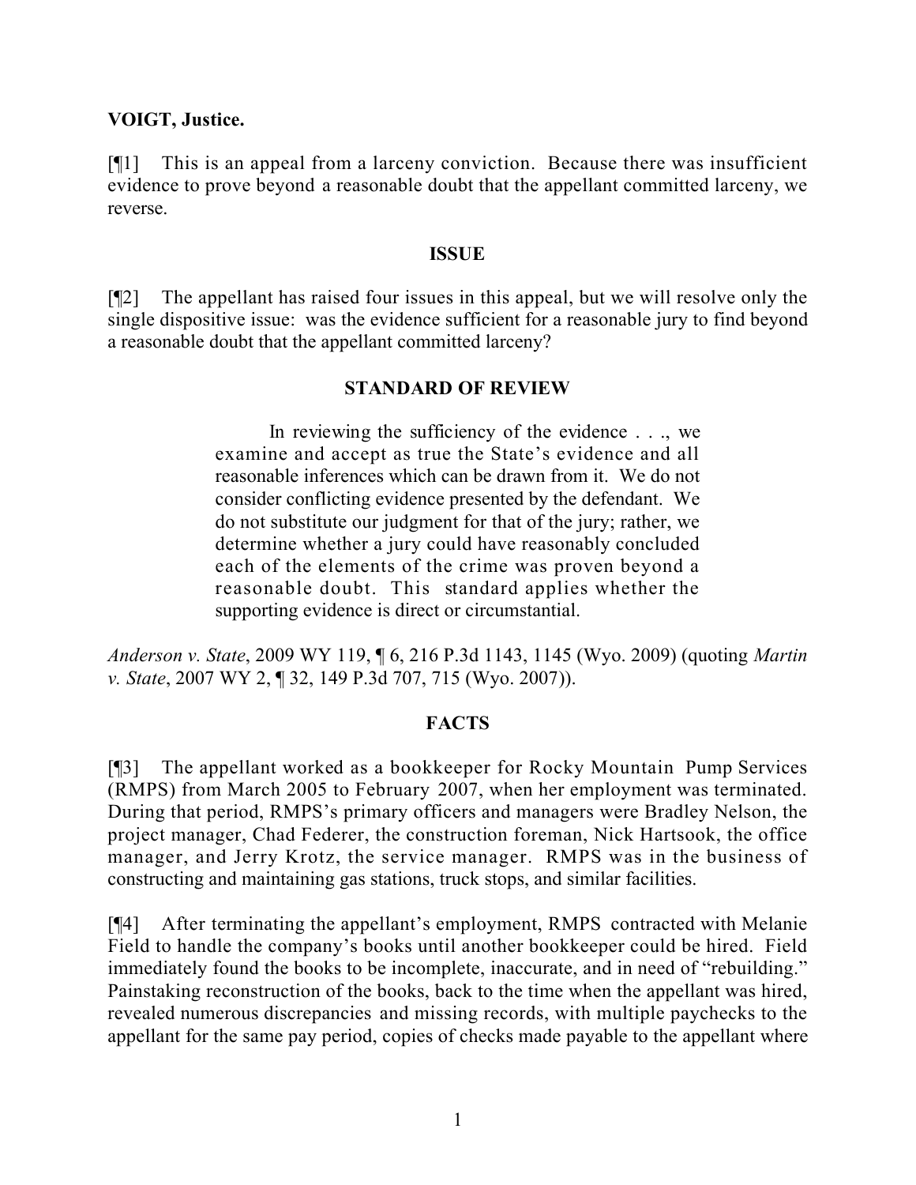**VOIGT, Justice.**

[¶1] This is an appeal from a larceny conviction. Because there was insufficient evidence to prove beyond a reasonable doubt that the appellant committed larceny, we reverse.

## ISSUE

[¶2] The appellant has raised four issues in this appeal, but we will resolve only the single dispositive issue: was the evidence sufficient for a reasonable jury to find beyond a reasonable doubt that the appellant committed larceny?

## STANDARD OF REVIEW

> In reviewing the sufficiency of the evidence . . ., we examine and accept as true the State's evidence and all reasonable inferences which can be drawn from it. We do not consider conflicting evidence presented by the defendant. We do not substitute our judgment for that of the jury; rather, we determine whether a jury could have reasonably concluded each of the elements of the crime was proven beyond a reasonable doubt. This standard applies whether the supporting evidence is direct or circumstantial.

*Anderson v. State*, 2009 WY 119, ¶ 6, 216 P.3d 1143, 1145 (Wyo. 2009) (quoting *Martin v. State*, 2007 WY 2, ¶ 32, 149 P.3d 707, 715 (Wyo. 2007)).

## FACTS

[¶3] The appellant worked as a bookkeeper for Rocky Mountain Pump Services (RMPS) from March 2005 to February 2007, when her employment was terminated. During that period, RMPS's primary officers and managers were Bradley Nelson, the project manager, Chad Federer, the construction foreman, Nick Hartsook, the office manager, and Jerry Krotz, the service manager. RMPS was in the business of constructing and maintaining gas stations, truck stops, and similar facilities.

[¶4] After terminating the appellant's employment, RMPS contracted with Melanie Field to handle the company's books until another bookkeeper could be hired. Field immediately found the books to be incomplete, inaccurate, and in need of "rebuilding." Painstaking reconstruction of the books, back to the time when the appellant was hired, revealed numerous discrepancies and missing records, with multiple paychecks to the appellant for the same pay period, copies of checks made payable to the appellant where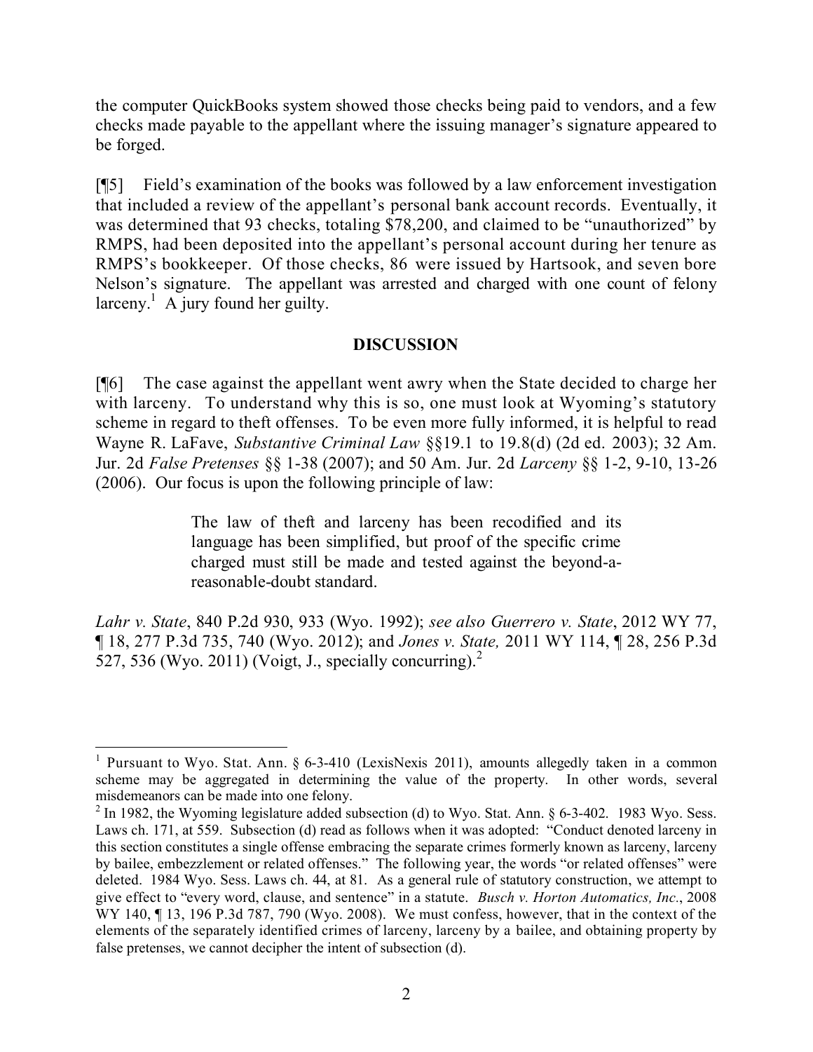the computer QuickBooks system showed those checks being paid to vendors, and a few checks made payable to the appellant where the issuing manager's signature appeared to be forged.

[¶5] Field's examination of the books was followed by a law enforcement investigation that included a review of the appellant's personal bank account records. Eventually, it was determined that 93 checks, totaling $78,200, and claimed to be "unauthorized" by RMPS, had been deposited into the appellant's personal account during her tenure as RMPS's bookkeeper. Of those checks, 86 were issued by Hartsook, and seven bore Nelson's signature. The appellant was arrested and charged with one count of felony larceny.[1] A jury found her guilty.

## DISCUSSION

[¶6] The case against the appellant went awry when the State decided to charge her with larceny. To understand why this is so, one must look at Wyoming's statutory scheme in regard to theft offenses. To be even more fully informed, it is helpful to read Wayne R. LaFave, *Substantive Criminal Law* §§19.1 to 19.8(d) (2d ed. 2003); 32 Am. Jur. 2d *False Pretenses* §§ 1-38 (2007); and 50 Am. Jur. 2d *Larceny* §§ 1-2, 9-10, 13-26 (2006). Our focus is upon the following principle of law:

> The law of theft and larceny has been recodified and its language has been simplified, but proof of the specific crime charged must still be made and tested against the beyond-a-reasonable-doubt standard.

*Lahr v. State*, 840 P.2d 930, 933 (Wyo. 1992); *see also Guerrero v. State*, 2012 WY 77, ¶ 18, 277 P.3d 735, 740 (Wyo. 2012); and *Jones v. State,* 2011 WY 114, ¶ 28, 256 P.3d 527, 536 (Wyo. 2011) (Voigt, J., specially concurring).[2]

---

[1] Pursuant to Wyo. Stat. Ann. § 6-3-410 (LexisNexis 2011), amounts allegedly taken in a common scheme may be aggregated in determining the value of the property. In other words, several misdemeanors can be made into one felony.

[2] In 1982, the Wyoming legislature added subsection (d) to Wyo. Stat. Ann. § 6-3-402. 1983 Wyo. Sess. Laws ch. 171, at 559. Subsection (d) read as follows when it was adopted: "Conduct denoted larceny in this section constitutes a single offense embracing the separate crimes formerly known as larceny, larceny by bailee, embezzlement or related offenses." The following year, the words "or related offenses" were deleted. 1984 Wyo. Sess. Laws ch. 44, at 81. As a general rule of statutory construction, we attempt to give effect to "every word, clause, and sentence" in a statute. *Busch v. Horton Automatics, Inc.*, 2008 WY 140, ¶ 13, 196 P.3d 787, 790 (Wyo. 2008). We must confess, however, that in the context of the elements of the separately identified crimes of larceny, larceny by a bailee, and obtaining property by false pretenses, we cannot decipher the intent of subsection (d).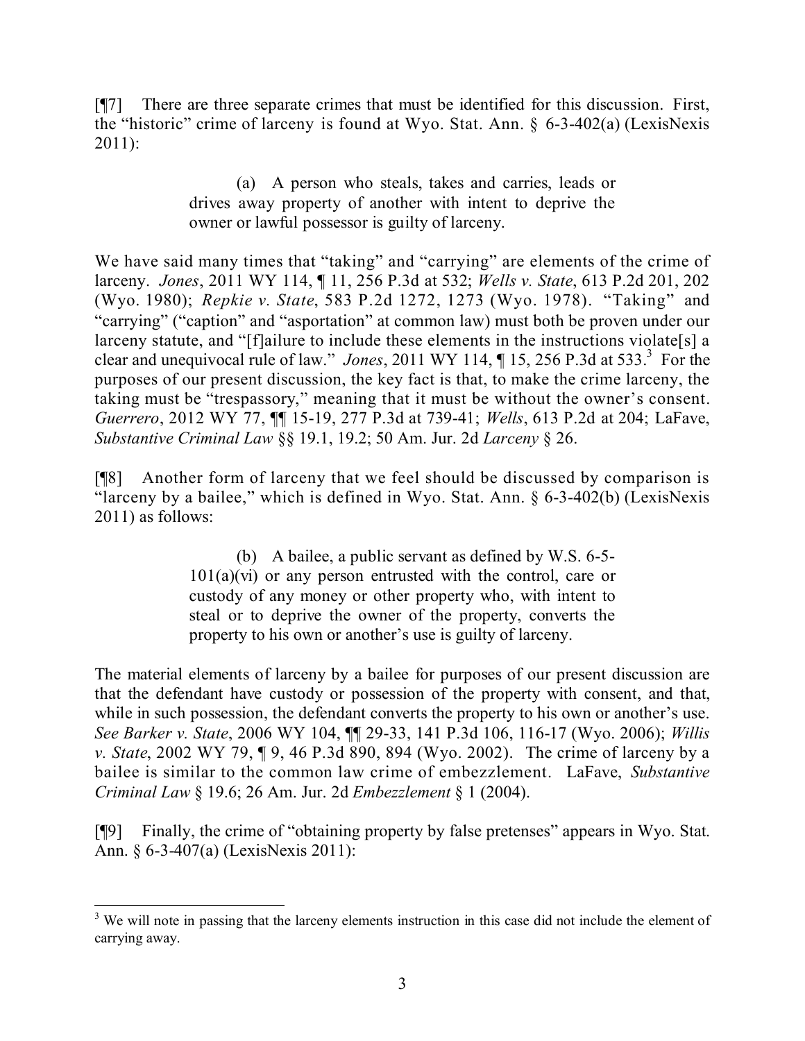[¶7] There are three separate crimes that must be identified for this discussion. First, the "historic" crime of larceny is found at Wyo. Stat. Ann. § 6-3-402(a) (LexisNexis 2011):

> (a) A person who steals, takes and carries, leads or drives away property of another with intent to deprive the owner or lawful possessor is guilty of larceny.

We have said many times that "taking" and "carrying" are elements of the crime of larceny. *Jones*, 2011 WY 114, ¶ 11, 256 P.3d at 532; *Wells v. State*, 613 P.2d 201, 202 (Wyo. 1980); *Repkie v. State*, 583 P.2d 1272, 1273 (Wyo. 1978). "Taking" and "carrying" ("caption" and "asportation" at common law) must both be proven under our larceny statute, and "[f]ailure to include these elements in the instructions violate[s] a clear and unequivocal rule of law." *Jones*, 2011 WY 114, ¶ 15, 256 P.3d at 533.[3] For the purposes of our present discussion, the key fact is that, to make the crime larceny, the taking must be "trespassory," meaning that it must be without the owner's consent. *Guerrero*, 2012 WY 77, ¶¶ 15-19, 277 P.3d at 739-41; *Wells*, 613 P.2d at 204; LaFave, *Substantive Criminal Law* §§ 19.1, 19.2; 50 Am. Jur. 2d *Larceny* § 26.

[¶8] Another form of larceny that we feel should be discussed by comparison is "larceny by a bailee," which is defined in Wyo. Stat. Ann. § 6-3-402(b) (LexisNexis 2011) as follows:

> (b) A bailee, a public servant as defined by W.S. 6-5-101(a)(vi) or any person entrusted with the control, care or custody of any money or other property who, with intent to steal or to deprive the owner of the property, converts the property to his own or another's use is guilty of larceny.

The material elements of larceny by a bailee for purposes of our present discussion are that the defendant have custody or possession of the property with consent, and that, while in such possession, the defendant converts the property to his own or another's use. *See Barker v. State*, 2006 WY 104, ¶¶ 29-33, 141 P.3d 106, 116-17 (Wyo. 2006); *Willis v. State*, 2002 WY 79, ¶ 9, 46 P.3d 890, 894 (Wyo. 2002). The crime of larceny by a bailee is similar to the common law crime of embezzlement. LaFave, *Substantive Criminal Law* § 19.6; 26 Am. Jur. 2d *Embezzlement* § 1 (2004).

[¶9] Finally, the crime of "obtaining property by false pretenses" appears in Wyo. Stat. Ann. § 6-3-407(a) (LexisNexis 2011):

---

[3] We will note in passing that the larceny elements instruction in this case did not include the element of carrying away.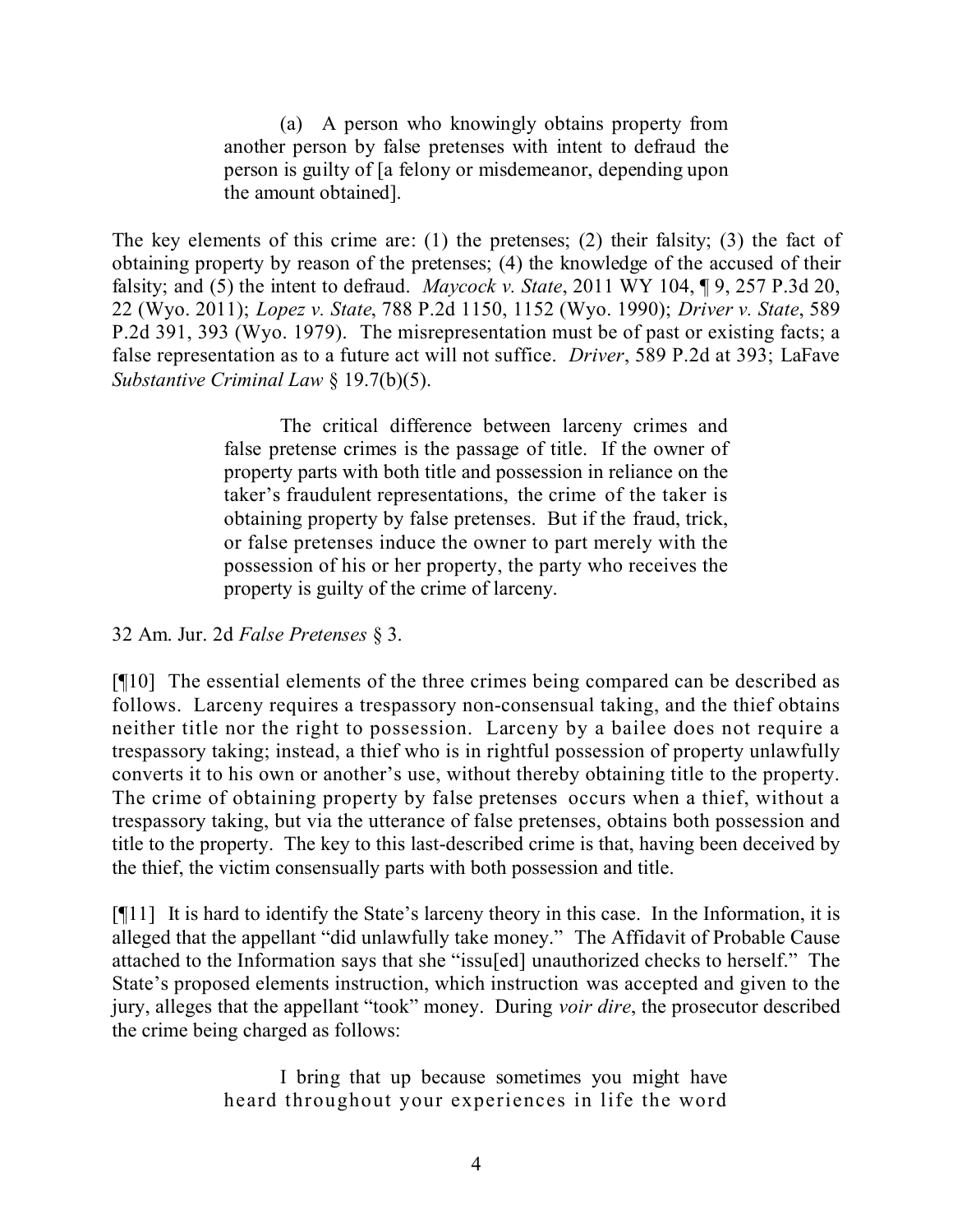> (a) A person who knowingly obtains property from another person by false pretenses with intent to defraud the person is guilty of [a felony or misdemeanor, depending upon the amount obtained].

The key elements of this crime are: (1) the pretenses; (2) their falsity; (3) the fact of obtaining property by reason of the pretenses; (4) the knowledge of the accused of their falsity; and (5) the intent to defraud. *Maycock v. State*, 2011 WY 104, ¶ 9, 257 P.3d 20, 22 (Wyo. 2011); *Lopez v. State*, 788 P.2d 1150, 1152 (Wyo. 1990); *Driver v. State*, 589 P.2d 391, 393 (Wyo. 1979). The misrepresentation must be of past or existing facts; a false representation as to a future act will not suffice. *Driver*, 589 P.2d at 393; LaFave *Substantive Criminal Law* § 19.7(b)(5).

> The critical difference between larceny crimes and false pretense crimes is the passage of title. If the owner of property parts with both title and possession in reliance on the taker's fraudulent representations, the crime of the taker is obtaining property by false pretenses. But if the fraud, trick, or false pretenses induce the owner to part merely with the possession of his or her property, the party who receives the property is guilty of the crime of larceny.

32 Am. Jur. 2d *False Pretenses* § 3.

[¶10] The essential elements of the three crimes being compared can be described as follows. Larceny requires a trespassory non-consensual taking, and the thief obtains neither title nor the right to possession. Larceny by a bailee does not require a trespassory taking; instead, a thief who is in rightful possession of property unlawfully converts it to his own or another's use, without thereby obtaining title to the property. The crime of obtaining property by false pretenses occurs when a thief, without a trespassory taking, but via the utterance of false pretenses, obtains both possession and title to the property. The key to this last-described crime is that, having been deceived by the thief, the victim consensually parts with both possession and title.

[¶11] It is hard to identify the State's larceny theory in this case. In the Information, it is alleged that the appellant "did unlawfully take money." The Affidavit of Probable Cause attached to the Information says that she "issu[ed] unauthorized checks to herself." The State's proposed elements instruction, which instruction was accepted and given to the jury, alleges that the appellant "took" money. During *voir dire*, the prosecutor described the crime being charged as follows:

> I bring that up because sometimes you might have heard throughout your experiences in life the word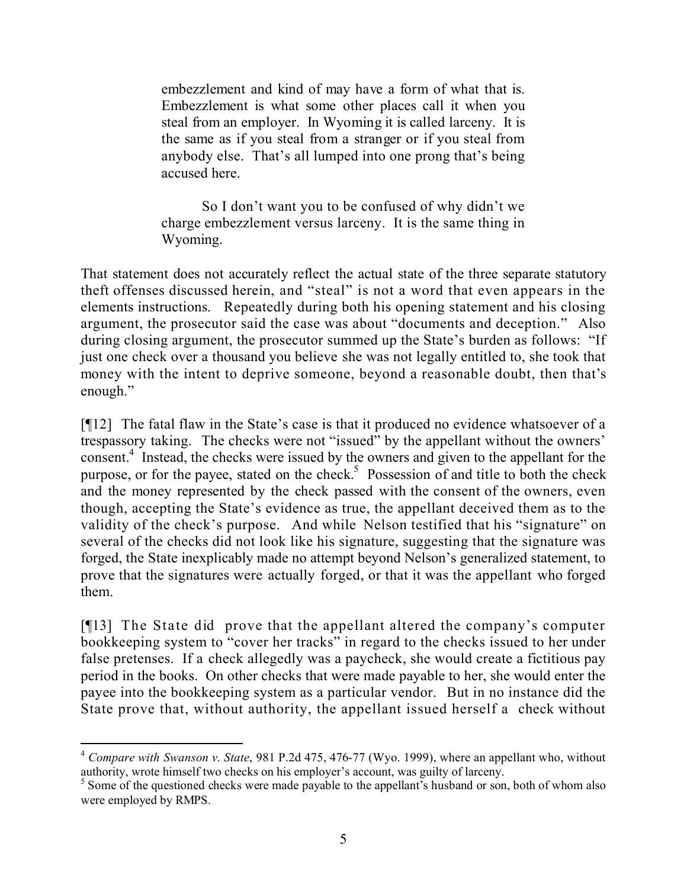> embezzlement and kind of may have a form of what that is. Embezzlement is what some other places call it when you steal from an employer. In Wyoming it is called larceny. It is the same as if you steal from a stranger or if you steal from anybody else. That's all lumped into one prong that's being accused here.
>
> So I don't want you to be confused of why didn't we charge embezzlement versus larceny. It is the same thing in Wyoming.

That statement does not accurately reflect the actual state of the three separate statutory theft offenses discussed herein, and "steal" is not a word that even appears in the elements instructions. Repeatedly during both his opening statement and his closing argument, the prosecutor said the case was about "documents and deception." Also during closing argument, the prosecutor summed up the State's burden as follows: "If just one check over a thousand you believe she was not legally entitled to, she took that money with the intent to deprive someone, beyond a reasonable doubt, then that's enough."

[¶12] The fatal flaw in the State's case is that it produced no evidence whatsoever of a trespassory taking. The checks were not "issued" by the appellant without the owners' consent.[4] Instead, the checks were issued by the owners and given to the appellant for the purpose, or for the payee, stated on the check.[5] Possession of and title to both the check and the money represented by the check passed with the consent of the owners, even though, accepting the State's evidence as true, the appellant deceived them as to the validity of the check's purpose. And while Nelson testified that his "signature" on several of the checks did not look like his signature, suggesting that the signature was forged, the State inexplicably made no attempt beyond Nelson's generalized statement, to prove that the signatures were actually forged, or that it was the appellant who forged them.

[¶13] The State did prove that the appellant altered the company's computer bookkeeping system to "cover her tracks" in regard to the checks issued to her under false pretenses. If a check allegedly was a paycheck, she would create a fictitious pay period in the books. On other checks that were made payable to her, she would enter the payee into the bookkeeping system as a particular vendor. But in no instance did the State prove that, without authority, the appellant issued herself a check without

---

[4] *Compare with Swanson v. State*, 981 P.2d 475, 476-77 (Wyo. 1999), where an appellant who, without authority, wrote himself two checks on his employer's account, was guilty of larceny.

[5] Some of the questioned checks were made payable to the appellant's husband or son, both of whom also were employed by RMPS.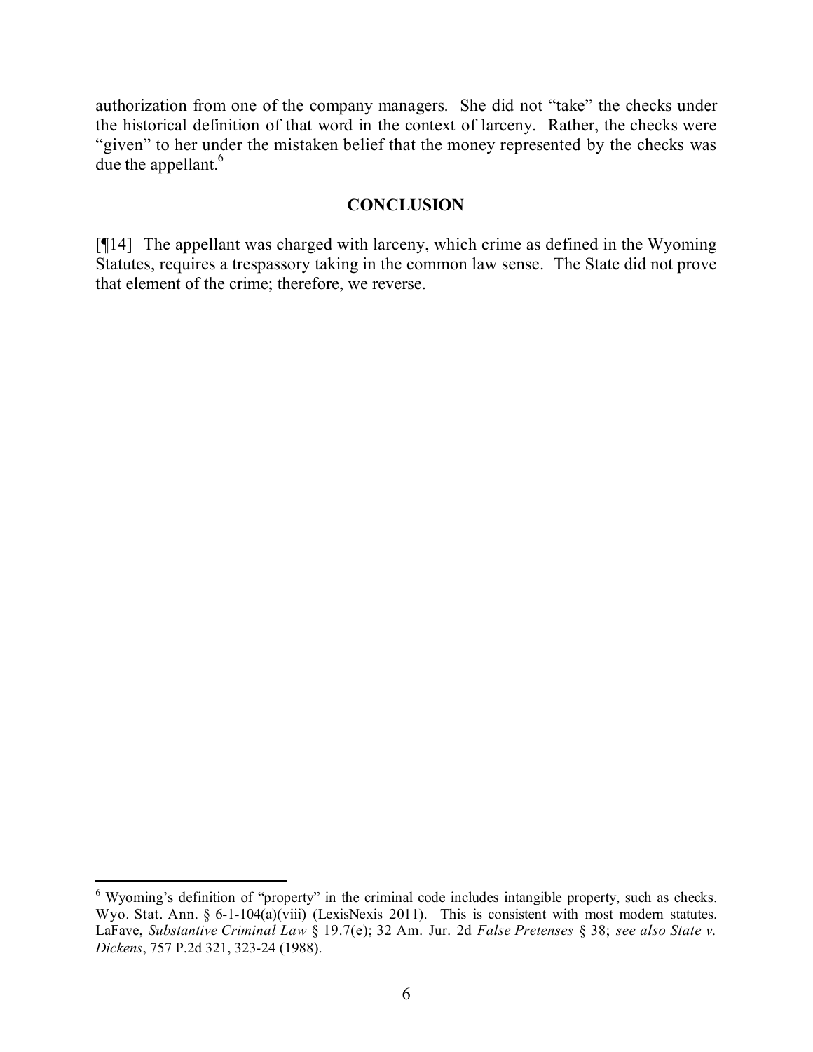authorization from one of the company managers. She did not "take" the checks under the historical definition of that word in the context of larceny. Rather, the checks were "given" to her under the mistaken belief that the money represented by the checks was due the appellant.[6]

## CONCLUSION

[¶14] The appellant was charged with larceny, which crime as defined in the Wyoming Statutes, requires a trespassory taking in the common law sense. The State did not prove that element of the crime; therefore, we reverse.

---

[6] Wyoming's definition of "property" in the criminal code includes intangible property, such as checks. Wyo. Stat. Ann. § 6-1-104(a)(viii) (LexisNexis 2011). This is consistent with most modern statutes. LaFave, *Substantive Criminal Law* § 19.7(e); 32 Am. Jur. 2d *False Pretenses* § 38; *see also State v. Dickens*, 757 P.2d 321, 323-24 (1988).